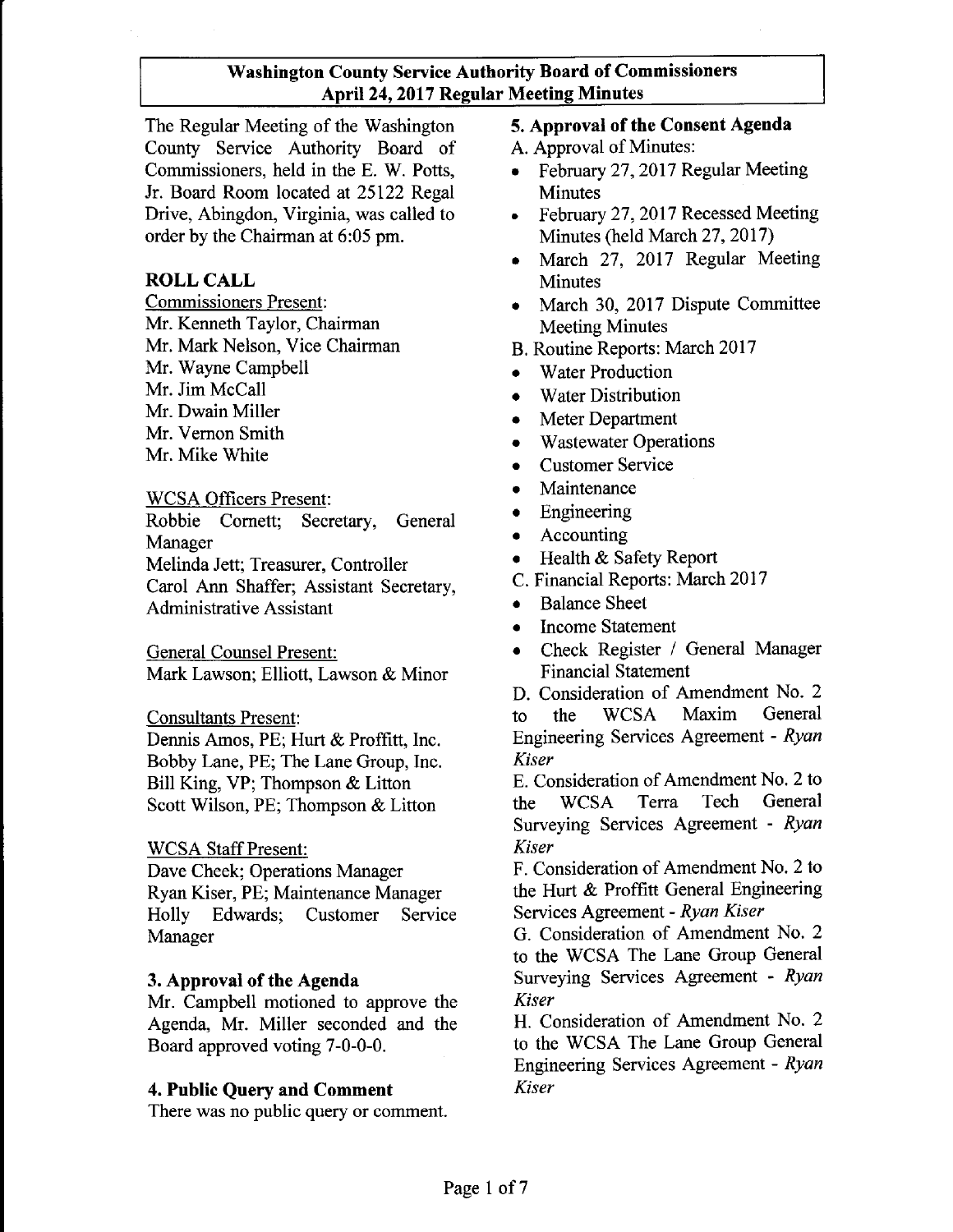## Washington County Service Authority Board of Commissioners April 24, 2017 Regular Meeting Minutes

The Regular Meeting of the Washington County Service Authority Board of Commissioners, held in the E. W. Potts, Jr. Board Room located at 25122 Regal Drive, Abingdon, Virginia, was called to order by the Chairman at 6:05 pm.

### ROLL CALL

Commissioners Present:
Mr. Kenneth Taylor, Chairman
Mr. Mark Nelson, Vice Chairman
Mr. Wayne Campbell
Mr. Jim McCall
Mr. Dwain Miller
Mr. Vernon Smith
Mr. Mike White

WCSA Officers Present:
Robbie Cornett; Secretary, General Manager
Melinda Jett; Treasurer, Controller
Carol Ann Shaffer; Assistant Secretary, Administrative Assistant

General Counsel Present:
Mark Lawson; Elliott, Lawson & Minor

Consultants Present:
Dennis Amos, PE; Hurt & Proffitt, Inc.
Bobby Lane, PE; The Lane Group, Inc.
Bill King, VP; Thompson & Litton
Scott Wilson, PE; Thompson & Litton

WCSA Staff Present:
Dave Cheek; Operations Manager
Ryan Kiser, PE; Maintenance Manager
Holly Edwards; Customer Service Manager

### 3. Approval of the Agenda

Mr. Campbell motioned to approve the Agenda, Mr. Miller seconded and the Board approved voting 7-0-0-0.

### 4. Public Query and Comment

There was no public query or comment.

### 5. Approval of the Consent Agenda

A. Approval of Minutes:
- February 27, 2017 Regular Meeting Minutes
- February 27, 2017 Recessed Meeting Minutes (held March 27, 2017)
- March 27, 2017 Regular Meeting Minutes
- March 30, 2017 Dispute Committee Meeting Minutes

B. Routine Reports: March 2017
- Water Production
- Water Distribution
- Meter Department
- Wastewater Operations
- Customer Service
- Maintenance
- Engineering
- Accounting
- Health & Safety Report

C. Financial Reports: March 2017
- Balance Sheet
- Income Statement
- Check Register / General Manager Financial Statement

D. Consideration of Amendment No. 2 to the WCSA Maxim General Engineering Services Agreement - *Ryan Kiser*

E. Consideration of Amendment No. 2 to the WCSA Terra Tech General Surveying Services Agreement - *Ryan Kiser*

F. Consideration of Amendment No. 2 to the Hurt & Proffitt General Engineering Services Agreement - *Ryan Kiser*

G. Consideration of Amendment No. 2 to the WCSA The Lane Group General Surveying Services Agreement - *Ryan Kiser*

H. Consideration of Amendment No. 2 to the WCSA The Lane Group General Engineering Services Agreement - *Ryan Kiser*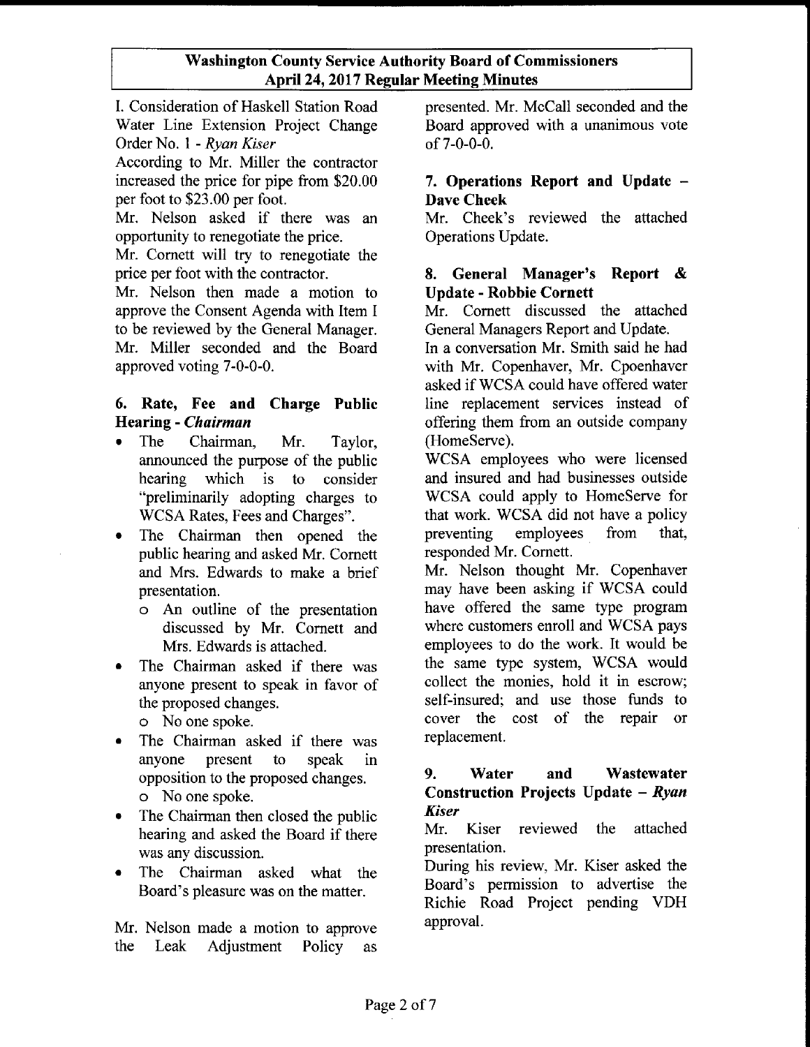I. Consideration of Haskell Station Road Water Line Extension Project Change Order No. 1 - *Ryan Kiser*

According to Mr. Miller the contractor increased the price for pipe from $20.00 per foot to $23.00 per foot.

Mr. Nelson asked if there was an opportunity to renegotiate the price.

Mr. Cornett will try to renegotiate the price per foot with the contractor.

Mr. Nelson then made a motion to approve the Consent Agenda with Item I to be reviewed by the General Manager. Mr. Miller seconded and the Board approved voting 7-0-0-0.

### 6. Rate, Fee and Charge Public Hearing - *Chairman*

- The Chairman, Mr. Taylor, announced the purpose of the public hearing which is to consider "preliminarily adopting charges to WCSA Rates, Fees and Charges".
- The Chairman then opened the public hearing and asked Mr. Cornett and Mrs. Edwards to make a brief presentation.
    - An outline of the presentation discussed by Mr. Cornett and Mrs. Edwards is attached.
- The Chairman asked if there was anyone present to speak in favor of the proposed changes.
    - No one spoke.
- The Chairman asked if there was anyone present to speak in opposition to the proposed changes.
    - No one spoke.
- The Chairman then closed the public hearing and asked the Board if there was any discussion.
- The Chairman asked what the Board's pleasure was on the matter.

Mr. Nelson made a motion to approve the Leak Adjustment Policy as presented. Mr. McCall seconded and the Board approved with a unanimous vote of 7-0-0-0.

### 7. Operations Report and Update – Dave Cheek

Mr. Cheek's reviewed the attached Operations Update.

### 8. General Manager's Report & Update - Robbie Cornett

Mr. Cornett discussed the attached General Managers Report and Update.

In a conversation Mr. Smith said he had with Mr. Copenhaver, Mr. Cpoenhaver asked if WCSA could have offered water line replacement services instead of offering them from an outside company (HomeServe).

WCSA employees who were licensed and insured and had businesses outside WCSA could apply to HomeServe for that work. WCSA did not have a policy preventing employees from that, responded Mr. Cornett.

Mr. Nelson thought Mr. Copenhaver may have been asking if WCSA could have offered the same type program where customers enroll and WCSA pays employees to do the work. It would be the same type system, WCSA would collect the monies, hold it in escrow; self-insured; and use those funds to cover the cost of the repair or replacement.

### 9. Water and Wastewater Construction Projects Update – *Ryan Kiser*

Mr. Kiser reviewed the attached presentation.

During his review, Mr. Kiser asked the Board's permission to advertise the Richie Road Project pending VDH approval.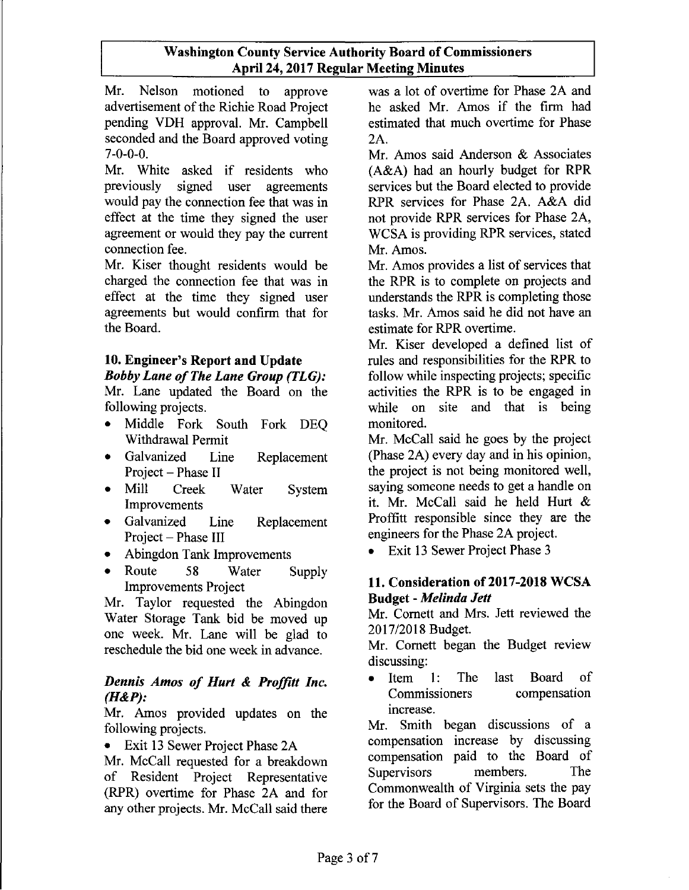Mr. Nelson motioned to approve advertisement of the Richie Road Project pending VDH approval. Mr. Campbell seconded and the Board approved voting 7-0-0-0.

Mr. White asked if residents who previously signed user agreements would pay the connection fee that was in effect at the time they signed the user agreement or would they pay the current connection fee.

Mr. Kiser thought residents would be charged the connection fee that was in effect at the time they signed user agreements but would confirm that for the Board.

## 10. Engineer's Report and Update

***Bobby Lane of The Lane Group (TLG):***

Mr. Lane updated the Board on the following projects.

- Middle Fork South Fork DEQ Withdrawal Permit
- Galvanized Line Replacement Project – Phase II
- Mill Creek Water System Improvements
- Galvanized Line Replacement Project – Phase III
- Abingdon Tank Improvements
- Route 58 Water Supply Improvements Project

Mr. Taylor requested the Abingdon Water Storage Tank bid be moved up one week. Mr. Lane will be glad to reschedule the bid one week in advance.

***Dennis Amos of Hurt & Proffitt Inc. (H&P):***

Mr. Amos provided updates on the following projects.

- Exit 13 Sewer Project Phase 2A

Mr. McCall requested for a breakdown of Resident Project Representative (RPR) overtime for Phase 2A and for any other projects. Mr. McCall said there was a lot of overtime for Phase 2A and he asked Mr. Amos if the firm had estimated that much overtime for Phase 2A.

Mr. Amos said Anderson & Associates (A&A) had an hourly budget for RPR services but the Board elected to provide RPR services for Phase 2A. A&A did not provide RPR services for Phase 2A, WCSA is providing RPR services, stated Mr. Amos.

Mr. Amos provides a list of services that the RPR is to complete on projects and understands the RPR is completing those tasks. Mr. Amos said he did not have an estimate for RPR overtime.

Mr. Kiser developed a defined list of rules and responsibilities for the RPR to follow while inspecting projects; specific activities the RPR is to be engaged in while on site and that is being monitored.

Mr. McCall said he goes by the project (Phase 2A) every day and in his opinion, the project is not being monitored well, saying someone needs to get a handle on it. Mr. McCall said he held Hurt & Proffitt responsible since they are the engineers for the Phase 2A project.

- Exit 13 Sewer Project Phase 3

## 11. Consideration of 2017-2018 WCSA Budget - *Melinda Jett*

Mr. Cornett and Mrs. Jett reviewed the 2017/2018 Budget.

Mr. Cornett began the Budget review discussing:

- Item 1: The last Board of Commissioners compensation increase.

Mr. Smith began discussions of a compensation increase by discussing compensation paid to the Board of Supervisors members. The Commonwealth of Virginia sets the pay for the Board of Supervisors. The Board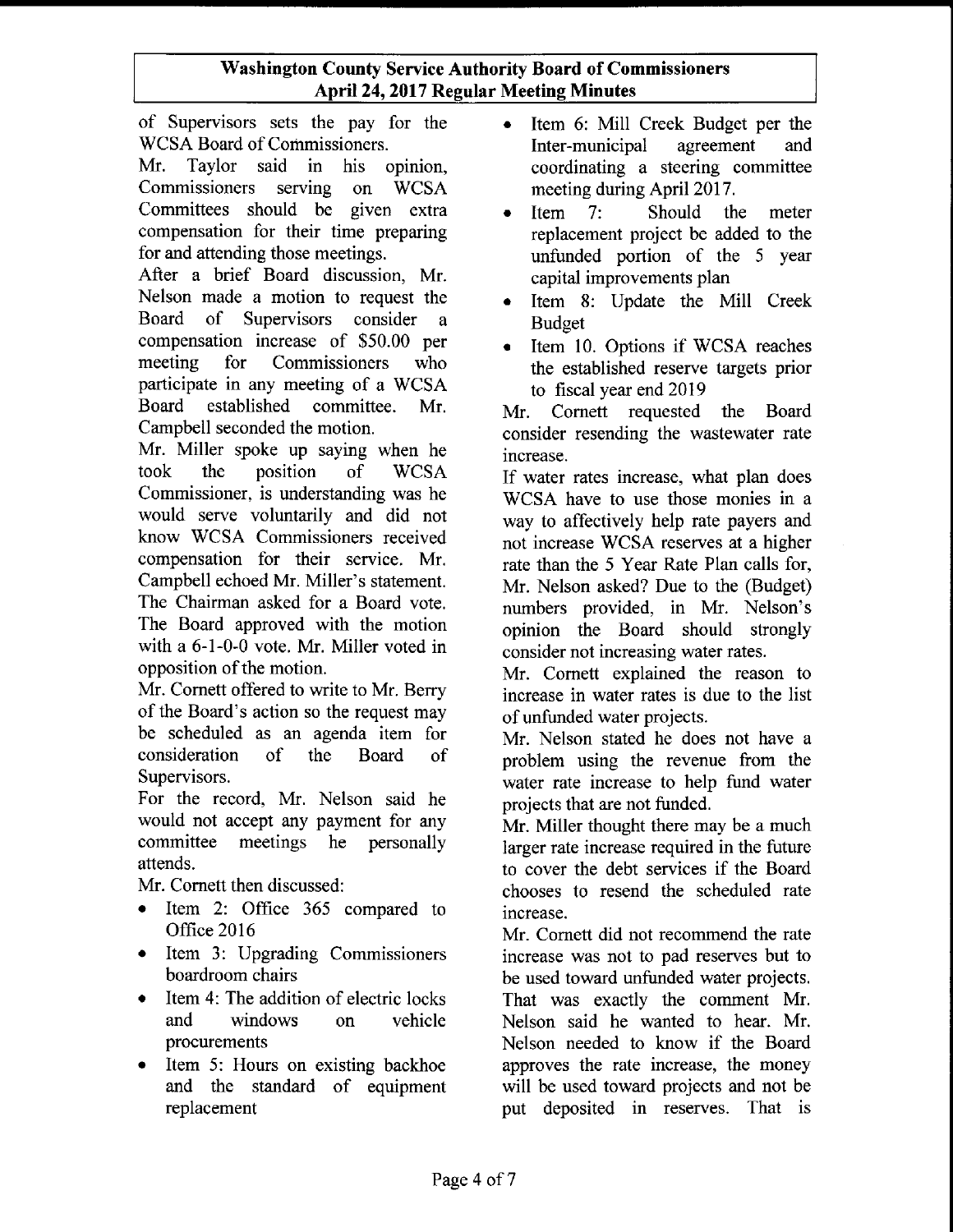of Supervisors sets the pay for the WCSA Board of Commissioners.

Mr. Taylor said in his opinion, Commissioners serving on WCSA Committees should be given extra compensation for their time preparing for and attending those meetings.

After a brief Board discussion, Mr. Nelson made a motion to request the Board of Supervisors consider a compensation increase of $50.00 per meeting for Commissioners who participate in any meeting of a WCSA Board established committee. Mr. Campbell seconded the motion.

Mr. Miller spoke up saying when he took the position of WCSA Commissioner, is understanding was he would serve voluntarily and did not know WCSA Commissioners received compensation for their service. Mr. Campbell echoed Mr. Miller's statement. The Chairman asked for a Board vote. The Board approved with the motion with a 6-1-0-0 vote. Mr. Miller voted in opposition of the motion.

Mr. Cornett offered to write to Mr. Berry of the Board's action so the request may be scheduled as an agenda item for consideration of the Board of Supervisors.

For the record, Mr. Nelson said he would not accept any payment for any committee meetings he personally attends.

Mr. Cornett then discussed:

- Item 2: Office 365 compared to Office 2016
- Item 3: Upgrading Commissioners boardroom chairs
- Item 4: The addition of electric locks and windows on vehicle procurements
- Item 5: Hours on existing backhoe and the standard of equipment replacement
- Item 6: Mill Creek Budget per the Inter-municipal agreement and coordinating a steering committee meeting during April 2017.
- Item 7: Should the meter replacement project be added to the unfunded portion of the 5 year capital improvements plan
- Item 8: Update the Mill Creek Budget
- Item 10. Options if WCSA reaches the established reserve targets prior to fiscal year end 2019

Mr. Cornett requested the Board consider resending the wastewater rate increase.

If water rates increase, what plan does WCSA have to use those monies in a way to affectively help rate payers and not increase WCSA reserves at a higher rate than the 5 Year Rate Plan calls for, Mr. Nelson asked? Due to the (Budget) numbers provided, in Mr. Nelson's opinion the Board should strongly consider not increasing water rates.

Mr. Cornett explained the reason to increase in water rates is due to the list of unfunded water projects.

Mr. Nelson stated he does not have a problem using the revenue from the water rate increase to help fund water projects that are not funded.

Mr. Miller thought there may be a much larger rate increase required in the future to cover the debt services if the Board chooses to resend the scheduled rate increase.

Mr. Cornett did not recommend the rate increase was not to pad reserves but to be used toward unfunded water projects. That was exactly the comment Mr. Nelson said he wanted to hear. Mr. Nelson needed to know if the Board approves the rate increase, the money will be used toward projects and not be put deposited in reserves. That is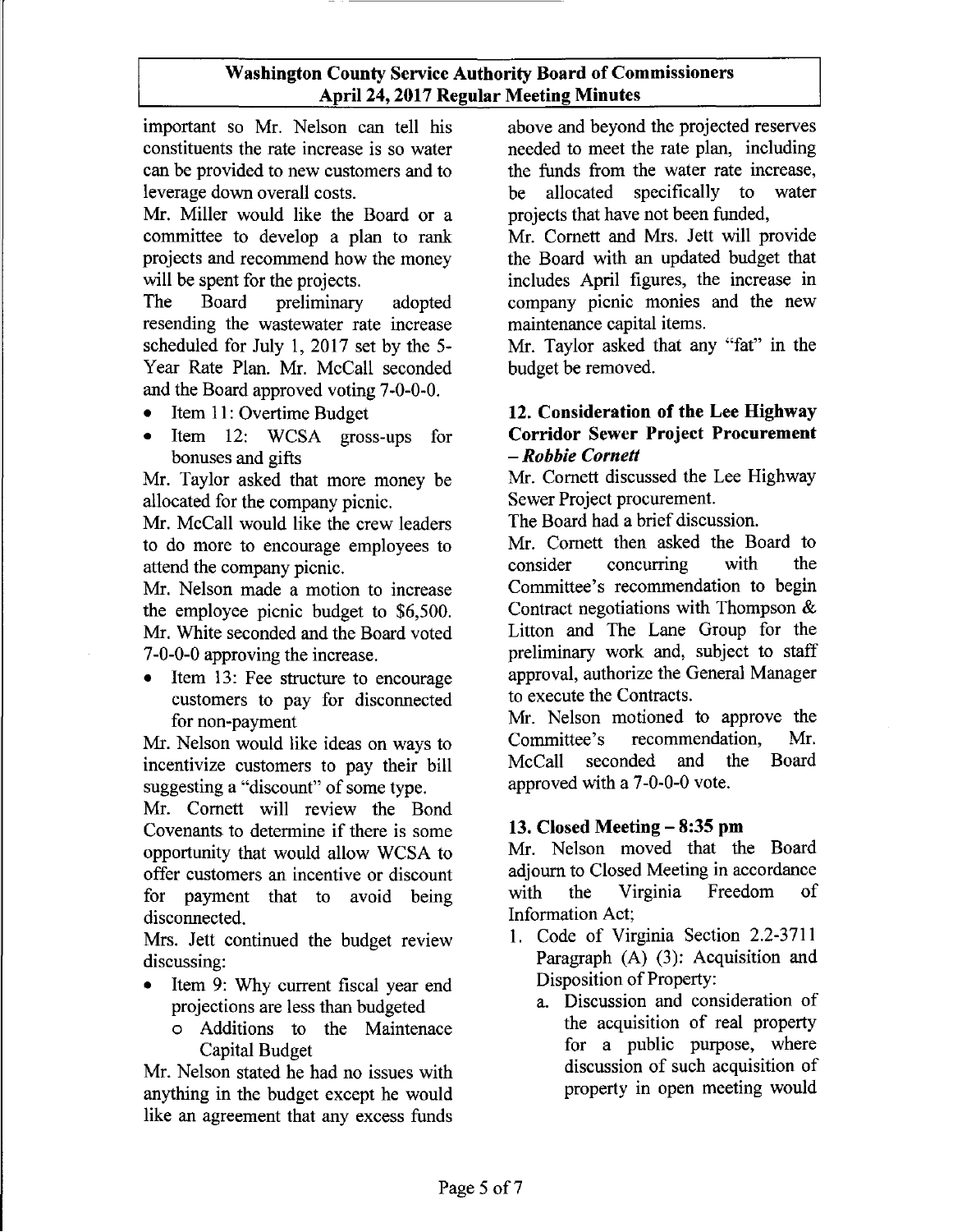important so Mr. Nelson can tell his constituents the rate increase is so water can be provided to new customers and to leverage down overall costs.

Mr. Miller would like the Board or a committee to develop a plan to rank projects and recommend how the money will be spent for the projects.

The Board preliminary adopted resending the wastewater rate increase scheduled for July 1, 2017 set by the 5-Year Rate Plan. Mr. McCall seconded and the Board approved voting 7-0-0-0.

- Item 11: Overtime Budget
- Item 12: WCSA gross-ups for bonuses and gifts

Mr. Taylor asked that more money be allocated for the company picnic.

Mr. McCall would like the crew leaders to do more to encourage employees to attend the company picnic.

Mr. Nelson made a motion to increase the employee picnic budget to $6,500. Mr. White seconded and the Board voted 7-0-0-0 approving the increase.

- Item 13: Fee structure to encourage customers to pay for disconnected for non-payment

Mr. Nelson would like ideas on ways to incentivize customers to pay their bill suggesting a "discount" of some type.

Mr. Cornett will review the Bond Covenants to determine if there is some opportunity that would allow WCSA to offer customers an incentive or discount for payment that to avoid being disconnected.

Mrs. Jett continued the budget review discussing:

- Item 9: Why current fiscal year end projections are less than budgeted
  - Additions to the Maintenace Capital Budget

Mr. Nelson stated he had no issues with anything in the budget except he would like an agreement that any excess funds above and beyond the projected reserves needed to meet the rate plan, including the funds from the water rate increase, be allocated specifically to water projects that have not been funded,

Mr. Cornett and Mrs. Jett will provide the Board with an updated budget that includes April figures, the increase in company picnic monies and the new maintenance capital items.

Mr. Taylor asked that any "fat" in the budget be removed.

## 12. Consideration of the Lee Highway Corridor Sewer Project Procurement – *Robbie Cornett*

Mr. Cornett discussed the Lee Highway Sewer Project procurement.

The Board had a brief discussion.

Mr. Cornett then asked the Board to consider concurring with the Committee's recommendation to begin Contract negotiations with Thompson & Litton and The Lane Group for the preliminary work and, subject to staff approval, authorize the General Manager to execute the Contracts.

Mr. Nelson motioned to approve the Committee's recommendation, Mr. McCall seconded and the Board approved with a 7-0-0-0 vote.

## 13. Closed Meeting – 8:35 pm

Mr. Nelson moved that the Board adjourn to Closed Meeting in accordance with the Virginia Freedom of Information Act;

1. Code of Virginia Section 2.2-3711 Paragraph (A) (3): Acquisition and Disposition of Property:
   a. Discussion and consideration of the acquisition of real property for a public purpose, where discussion of such acquisition of property in open meeting would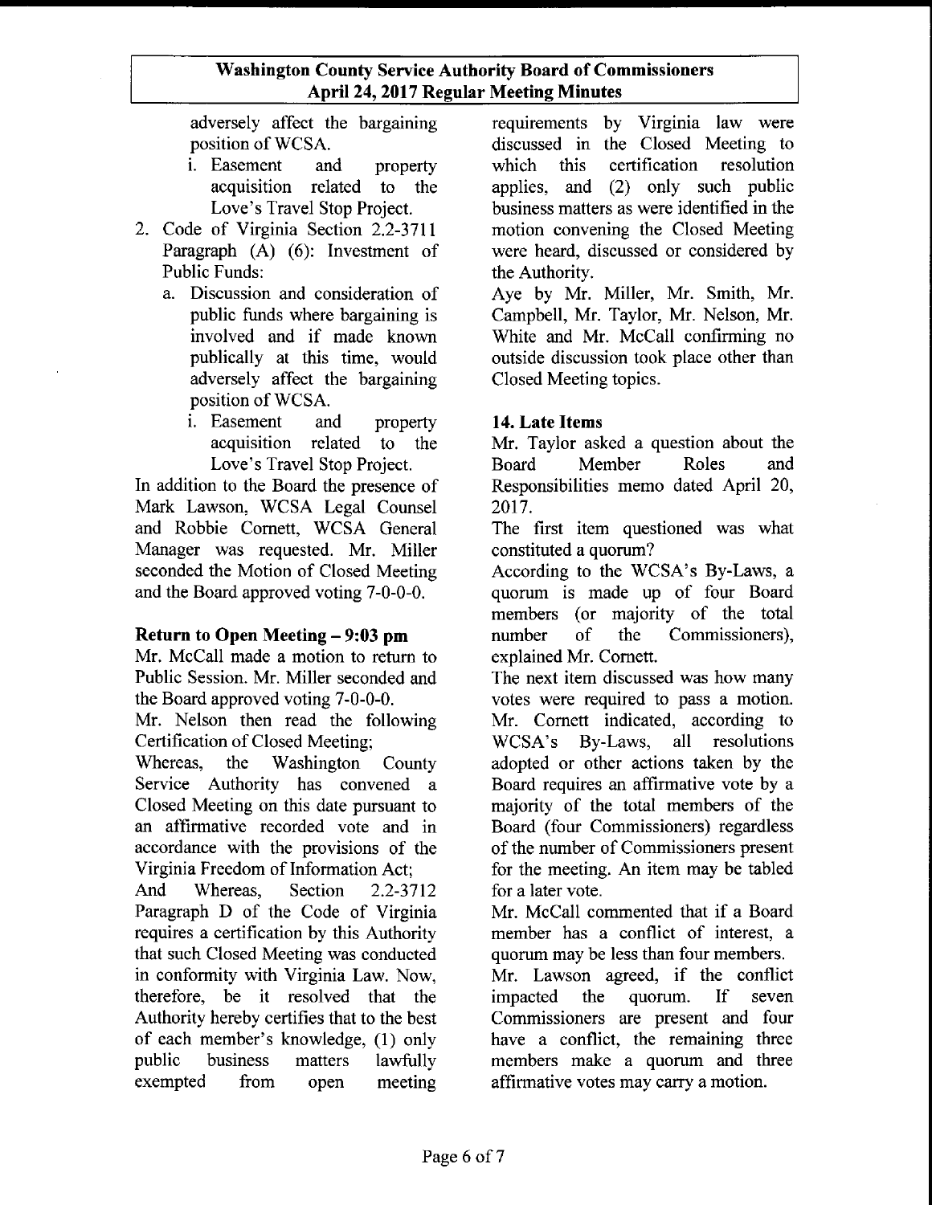adversely affect the bargaining position of WCSA.

   i. Easement and property acquisition related to the Love's Travel Stop Project.

2. Code of Virginia Section 2.2-3711 Paragraph (A) (6): Investment of Public Funds:
   a. Discussion and consideration of public funds where bargaining is involved and if made known publically at this time, would adversely affect the bargaining position of WCSA.
      i. Easement and property acquisition related to the Love's Travel Stop Project.

In addition to the Board the presence of Mark Lawson, WCSA Legal Counsel and Robbie Cornett, WCSA General Manager was requested. Mr. Miller seconded the Motion of Closed Meeting and the Board approved voting 7-0-0-0.

**Return to Open Meeting – 9:03 pm**

Mr. McCall made a motion to return to Public Session. Mr. Miller seconded and the Board approved voting 7-0-0-0.

Mr. Nelson then read the following Certification of Closed Meeting;

Whereas, the Washington County Service Authority has convened a Closed Meeting on this date pursuant to an affirmative recorded vote and in accordance with the provisions of the Virginia Freedom of Information Act;

And Whereas, Section 2.2-3712 Paragraph D of the Code of Virginia requires a certification by this Authority that such Closed Meeting was conducted in conformity with Virginia Law. Now, therefore, be it resolved that the Authority hereby certifies that to the best of each member's knowledge, (1) only public business matters lawfully exempted from open meeting requirements by Virginia law were discussed in the Closed Meeting to which this certification resolution applies, and (2) only such public business matters as were identified in the motion convening the Closed Meeting were heard, discussed or considered by the Authority.

Aye by Mr. Miller, Mr. Smith, Mr. Campbell, Mr. Taylor, Mr. Nelson, Mr. White and Mr. McCall confirming no outside discussion took place other than Closed Meeting topics.

**14. Late Items**

Mr. Taylor asked a question about the Board Member Roles and Responsibilities memo dated April 20, 2017.

The first item questioned was what constituted a quorum?

According to the WCSA's By-Laws, a quorum is made up of four Board members (or majority of the total number of the Commissioners), explained Mr. Cornett.

The next item discussed was how many votes were required to pass a motion. Mr. Cornett indicated, according to WCSA's By-Laws, all resolutions adopted or other actions taken by the Board requires an affirmative vote by a majority of the total members of the Board (four Commissioners) regardless of the number of Commissioners present for the meeting. An item may be tabled for a later vote.

Mr. McCall commented that if a Board member has a conflict of interest, a quorum may be less than four members.

Mr. Lawson agreed, if the conflict impacted the quorum. If seven Commissioners are present and four have a conflict, the remaining three members make a quorum and three affirmative votes may carry a motion.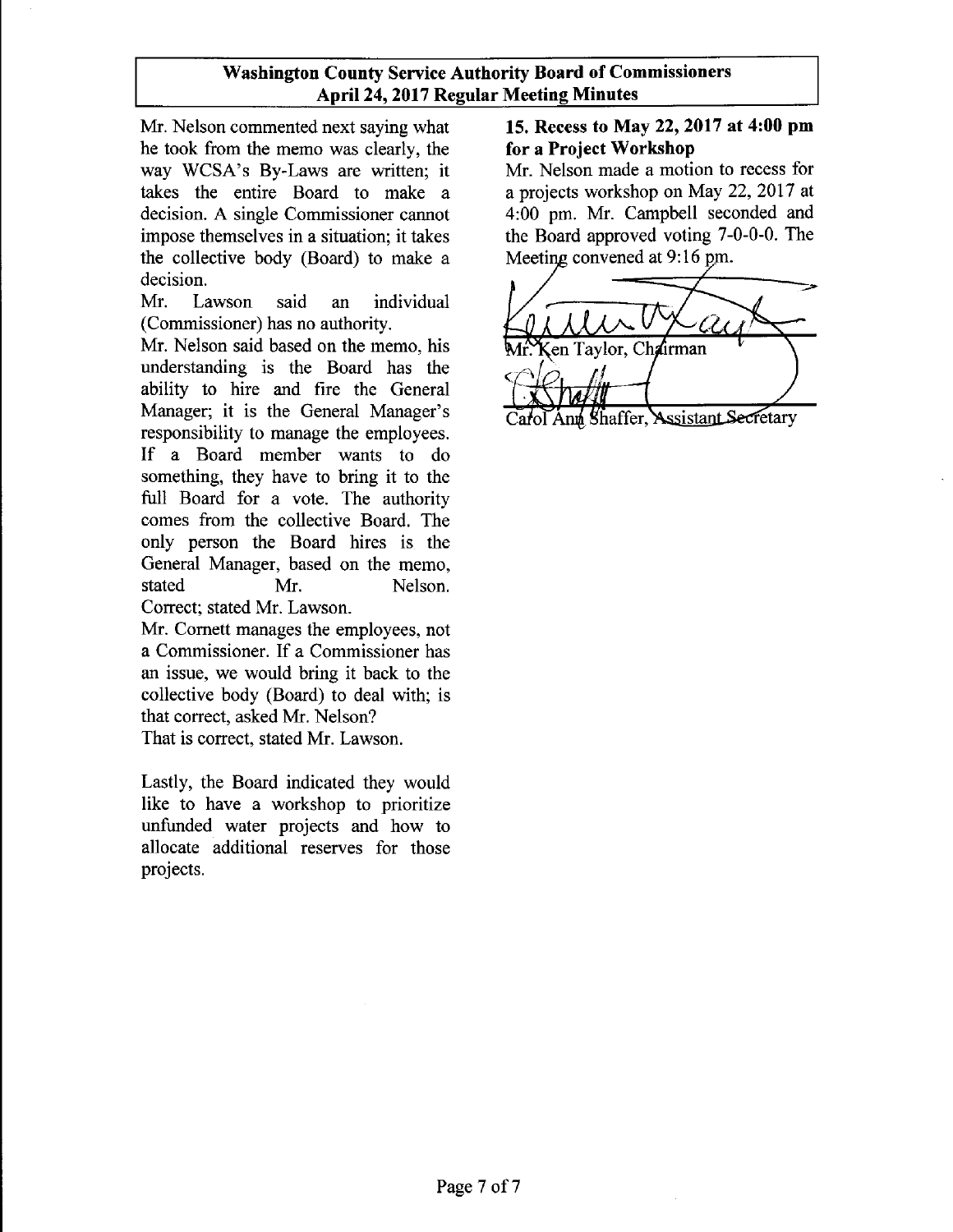Mr. Nelson commented next saying what he took from the memo was clearly, the way WCSA's By-Laws are written; it takes the entire Board to make a decision. A single Commissioner cannot impose themselves in a situation; it takes the collective body (Board) to make a decision.

Mr. Lawson said an individual (Commissioner) has no authority.

Mr. Nelson said based on the memo, his understanding is the Board has the ability to hire and fire the General Manager; it is the General Manager's responsibility to manage the employees. If a Board member wants to do something, they have to bring it to the full Board for a vote. The authority comes from the collective Board. The only person the Board hires is the General Manager, based on the memo, stated Mr. Nelson.

Correct; stated Mr. Lawson.

Mr. Cornett manages the employees, not a Commissioner. If a Commissioner has an issue, we would bring it back to the collective body (Board) to deal with; is that correct, asked Mr. Nelson?

That is correct, stated Mr. Lawson.

Lastly, the Board indicated they would like to have a workshop to prioritize unfunded water projects and how to allocate additional reserves for those projects.

### 15. Recess to May 22, 2017 at 4:00 pm for a Project Workshop

Mr. Nelson made a motion to recess for a projects workshop on May 22, 2017 at 4:00 pm. Mr. Campbell seconded and the Board approved voting 7-0-0-0. The Meeting convened at 9:16 pm.

Mr. Ken Taylor, Chairman

Carol Ann Shaffer, Assistant Secretary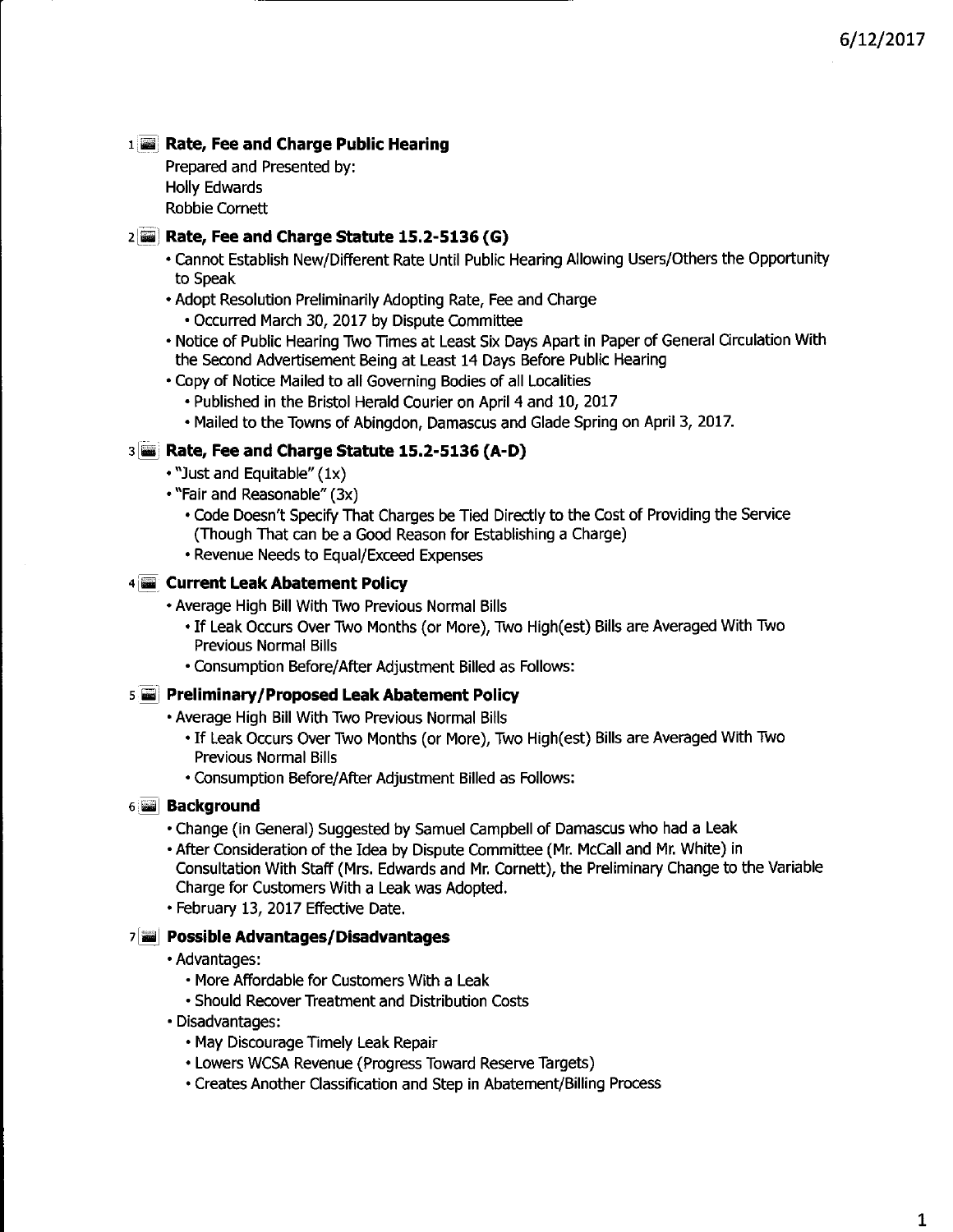## 1 Rate, Fee and Charge Public Hearing

Prepared and Presented by:
Holly Edwards
Robbie Cornett

## 2 Rate, Fee and Charge Statute 15.2-5136 (G)

- Cannot Establish New/Different Rate Until Public Hearing Allowing Users/Others the Opportunity to Speak
- Adopt Resolution Preliminarily Adopting Rate, Fee and Charge
  - Occurred March 30, 2017 by Dispute Committee
- Notice of Public Hearing Two Times at Least Six Days Apart in Paper of General Circulation With the Second Advertisement Being at Least 14 Days Before Public Hearing
- Copy of Notice Mailed to all Governing Bodies of all Localities
  - Published in the Bristol Herald Courier on April 4 and 10, 2017
  - Mailed to the Towns of Abingdon, Damascus and Glade Spring on April 3, 2017.

## 3 Rate, Fee and Charge Statute 15.2-5136 (A-D)

- "Just and Equitable" (1x)
- "Fair and Reasonable" (3x)
  - Code Doesn't Specify That Charges be Tied Directly to the Cost of Providing the Service (Though That can be a Good Reason for Establishing a Charge)
  - Revenue Needs to Equal/Exceed Expenses

## 4 Current Leak Abatement Policy

- Average High Bill With Two Previous Normal Bills
  - If Leak Occurs Over Two Months (or More), Two High(est) Bills are Averaged With Two Previous Normal Bills
  - Consumption Before/After Adjustment Billed as Follows:

## 5 Preliminary/Proposed Leak Abatement Policy

- Average High Bill With Two Previous Normal Bills
  - If Leak Occurs Over Two Months (or More), Two High(est) Bills are Averaged With Two Previous Normal Bills
  - Consumption Before/After Adjustment Billed as Follows:

## 6 Background

- Change (in General) Suggested by Samuel Campbell of Damascus who had a Leak
- After Consideration of the Idea by Dispute Committee (Mr. McCall and Mr. White) in Consultation With Staff (Mrs. Edwards and Mr. Cornett), the Preliminary Change to the Variable Charge for Customers With a Leak was Adopted.
- February 13, 2017 Effective Date.

## 7 Possible Advantages/Disadvantages

- Advantages:
  - More Affordable for Customers With a Leak
  - Should Recover Treatment and Distribution Costs
- Disadvantages:
  - May Discourage Timely Leak Repair
  - Lowers WCSA Revenue (Progress Toward Reserve Targets)
  - Creates Another Classification and Step in Abatement/Billing Process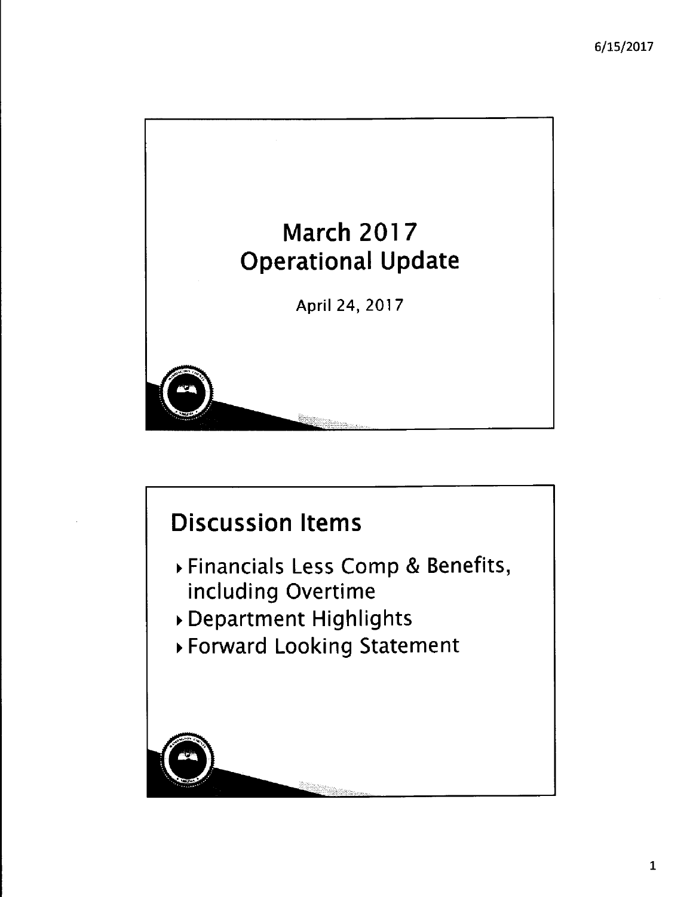# March 2017 Operational Update

April 24, 2017

## Discussion Items

- Financials Less Comp & Benefits, including Overtime
- Department Highlights
- Forward Looking Statement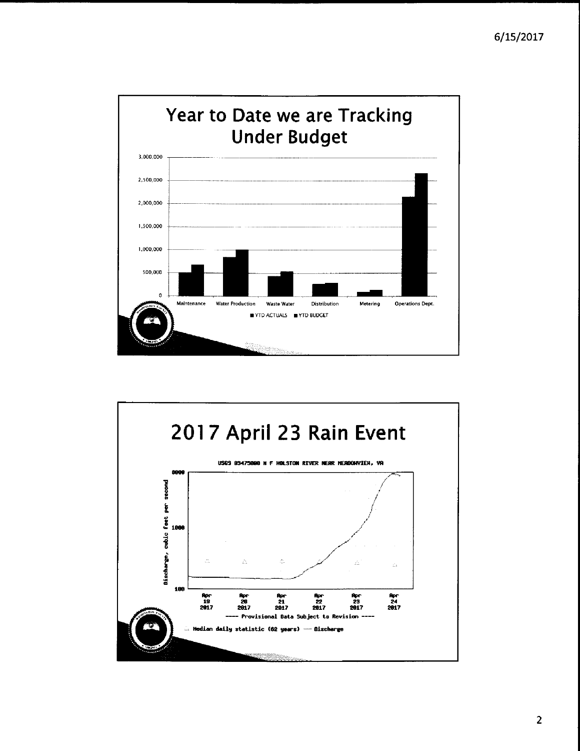## Year to Date we are Tracking Under Budget

3,000,000
2,500,000
2,000,000
1,500,000
1,000,000
500,000
0

Maintenance | Water Production | Waste Water | Distribution | Metering | Operations Dept.

■ YTD ACTUALS ■ YTD BUDGET

## 2017 April 23 Rain Event

USGS 03475000 N F HOLSTON RIVER NEAR MEADOWVIEW, VA

Discharge, cubic feet per second

8000
1000
100

Apr 19 2017 | Apr 20 2017 | Apr 21 2017 | Apr 22 2017 | Apr 23 2017 | Apr 24 2017

---- Provisional Data Subject to Revision ----

△ Median daily statistic (62 years) — Discharge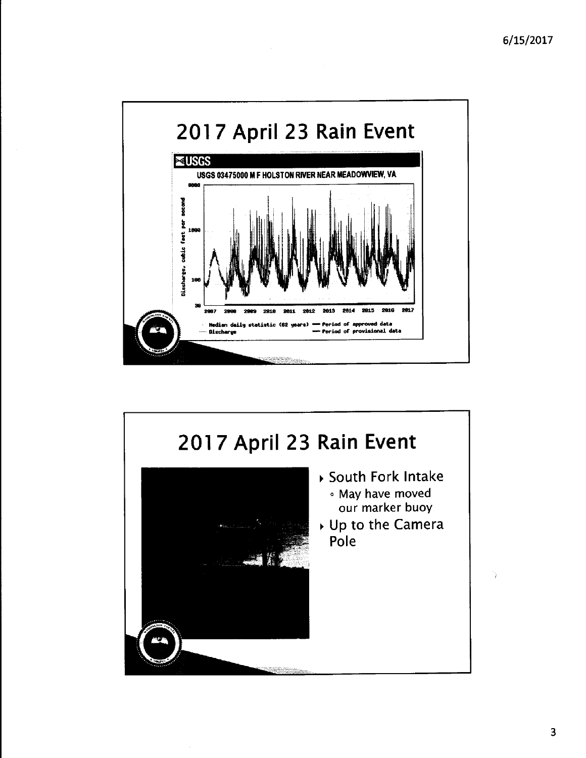## 2017 April 23 Rain Event

USGS

USGS 03475000 M F HOLSTON RIVER NEAR MEADOWVIEW, VA

Discharge, cubic feet per second

8000

1000

100

30

2007 2008 2009 2010 2011 2012 2013 2014 2015 2016 2017

Median daily statistic (62 years) — Period of approved data
— Discharge — Period of provisional data

## 2017 April 23 Rain Event

- South Fork Intake
  - May have moved our marker buoy
- Up to the Camera Pole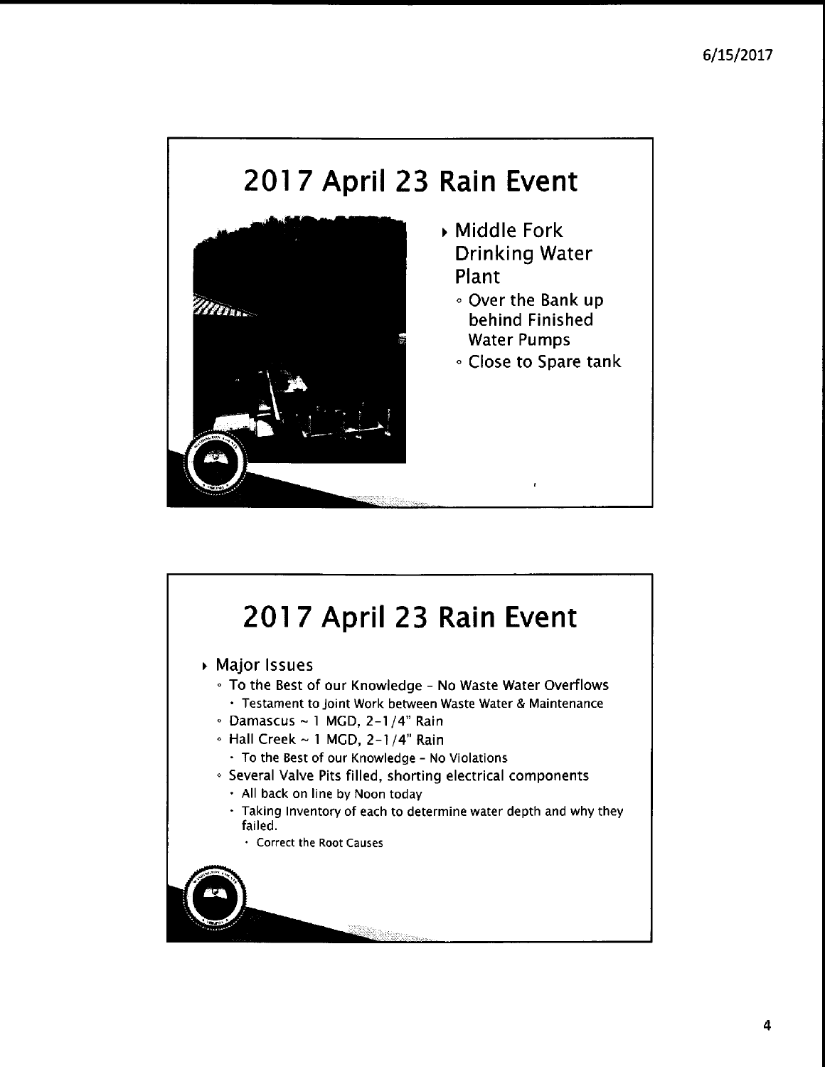## 2017 April 23 Rain Event

- Middle Fork Drinking Water Plant
  - Over the Bank up behind Finished Water Pumps
  - Close to Spare tank

## 2017 April 23 Rain Event

- Major Issues
  - To the Best of our Knowledge - No Waste Water Overflows
    - Testament to Joint Work between Waste Water & Maintenance
  - Damascus ~ 1 MGD, 2-1/4" Rain
  - Hall Creek ~ 1 MGD, 2-1/4" Rain
    - To the Best of our Knowledge - No Violations
  - Several Valve Pits filled, shorting electrical components
    - All back on line by Noon today
    - Taking Inventory of each to determine water depth and why they failed.
      - Correct the Root Causes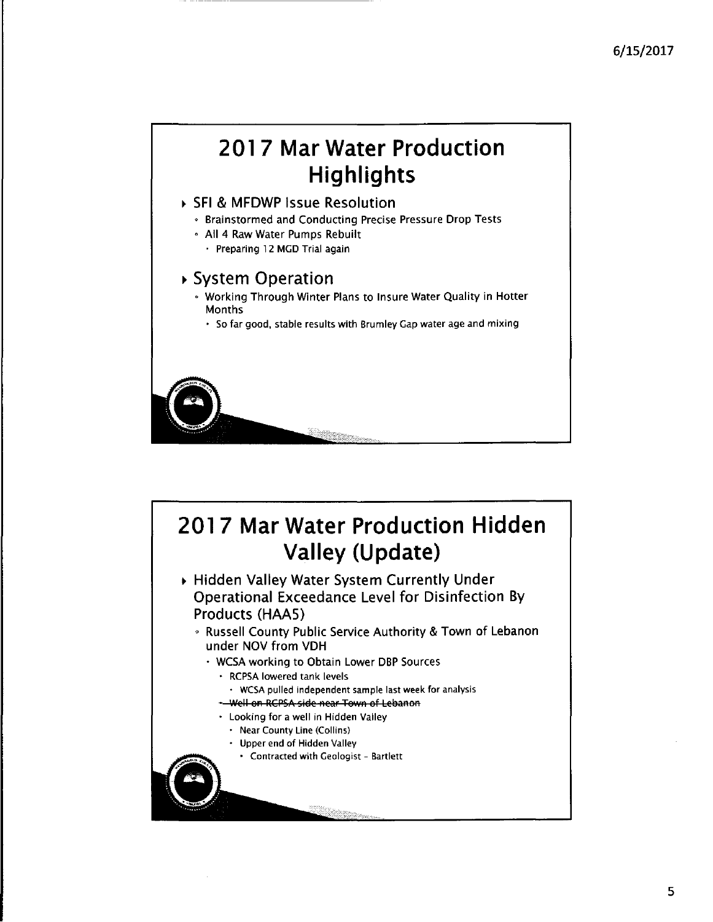## 2017 Mar Water Production Highlights

- SFI & MFDWP Issue Resolution
  - Brainstormed and Conducting Precise Pressure Drop Tests
  - All 4 Raw Water Pumps Rebuilt
    - Preparing 12 MGD Trial again
- System Operation
  - Working Through Winter Plans to Insure Water Quality in Hotter Months
    - So far good, stable results with Brumley Gap water age and mixing

## 2017 Mar Water Production Hidden Valley (Update)

- Hidden Valley Water System Currently Under Operational Exceedance Level for Disinfection By Products (HAA5)
  - Russell County Public Service Authority & Town of Lebanon under NOV from VDH
    - WCSA working to Obtain Lower DBP Sources
      - RCPSA lowered tank levels
        - WCSA pulled independent sample last week for analysis
      - ~~Well on RCPSA side near Town of Lebanon~~
      - Looking for a well in Hidden Valley
        - Near County Line (Collins)
        - Upper end of Hidden Valley
          - Contracted with Geologist - Bartlett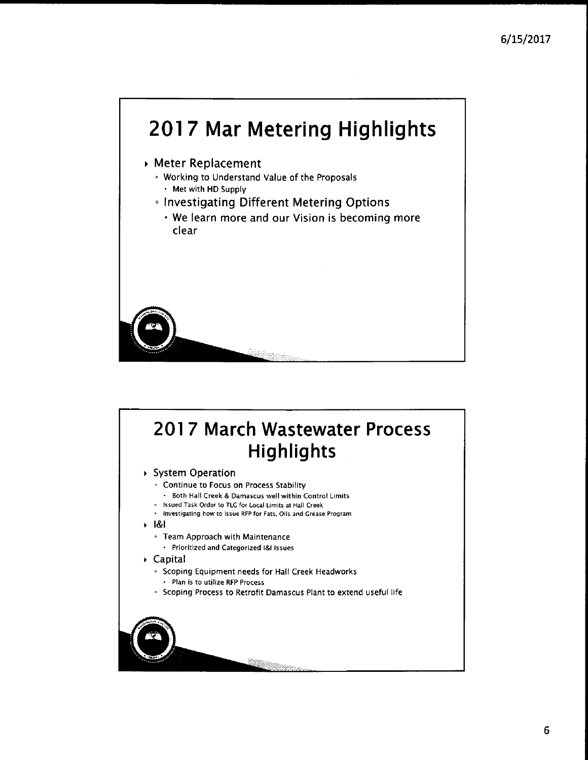## 2017 Mar Metering Highlights

- Meter Replacement
  - Working to Understand Value of the Proposals
    - Met with HD Supply
  - Investigating Different Metering Options
    - We learn more and our Vision is becoming more clear

## 2017 March Wastewater Process Highlights

- System Operation
  - Continue to Focus on Process Stability
    - Both Hall Creek & Damascus well within Control Limits
  - Issued Task Order to TLG for Local Limits at Hall Creek
  - Investigating how to issue RFP for Fats, Oils and Grease Program
- I&I
  - Team Approach with Maintenance
    - Prioritized and Categorized I&I Issues
- Capital
  - Scoping Equipment needs for Hall Creek Headworks
    - Plan is to utilize RFP Process
  - Scoping Process to Retrofit Damascus Plant to extend useful life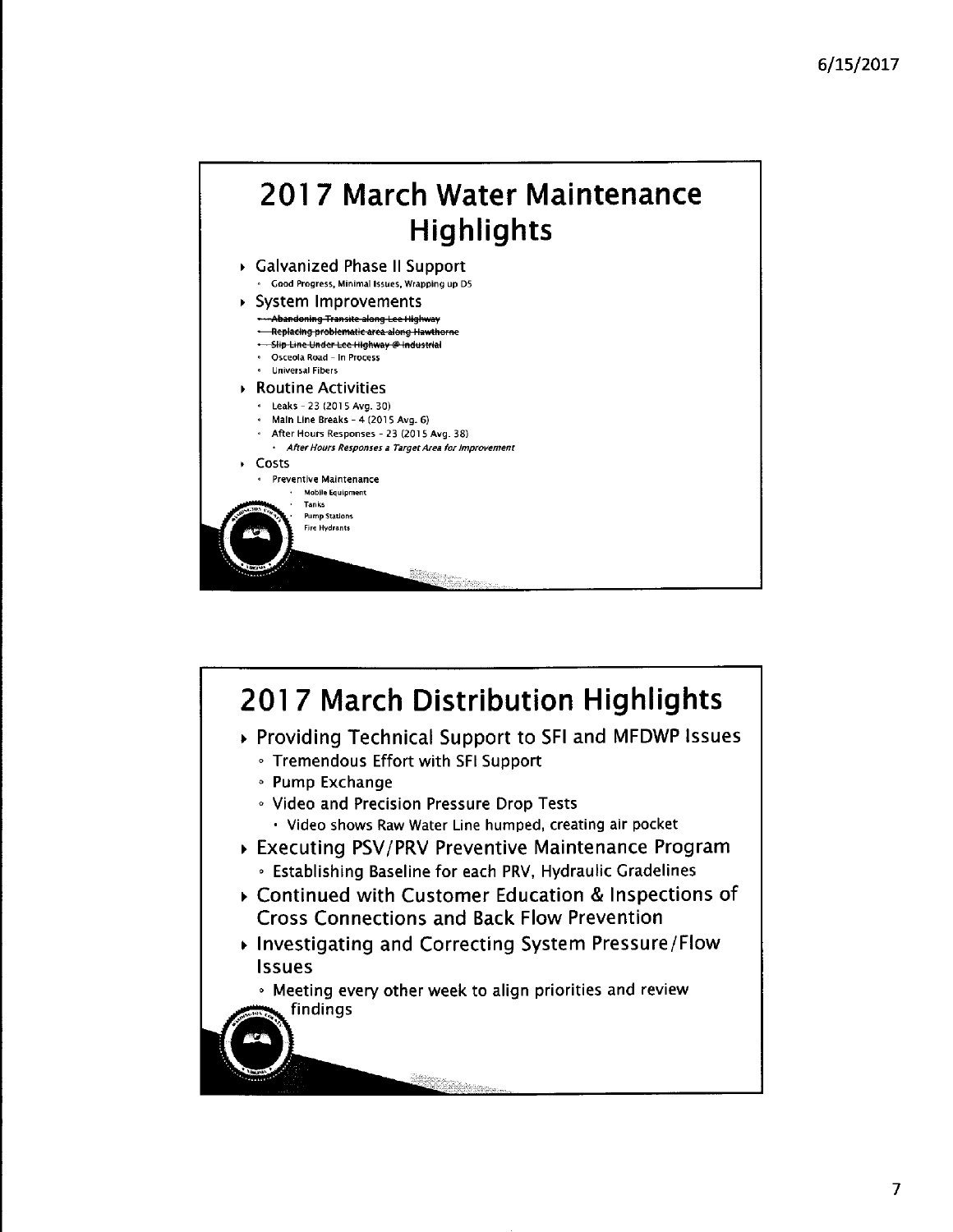## 2017 March Water Maintenance Highlights

- Galvanized Phase II Support
  - Good Progress, Minimal Issues, Wrapping up DS
- System Improvements
  - ~~Abandoning Transite along Lee Highway~~
  - ~~Replacing problematic area along Hawthorne~~
  - ~~Slip Line Under Lee Highway @ Industrial~~
  - Osceola Road – In Process
  - Universal Fibers
- Routine Activities
  - Leaks – 23 (2015 Avg. 30)
  - Main Line Breaks – 4 (2015 Avg. 6)
  - After Hours Responses – 23 (2015 Avg. 38)
    - *After Hours Responses a Target Area for Improvement*
- Costs
  - Preventive Maintenance
    - Mobile Equipment
    - Tanks
    - Pump Stations
    - Fire Hydrants

## 2017 March Distribution Highlights

- Providing Technical Support to SFI and MFDWP Issues
  - Tremendous Effort with SFI Support
  - Pump Exchange
  - Video and Precision Pressure Drop Tests
    - Video shows Raw Water Line humped, creating air pocket
- Executing PSV/PRV Preventive Maintenance Program
  - Establishing Baseline for each PRV, Hydraulic Gradelines
- Continued with Customer Education & Inspections of Cross Connections and Back Flow Prevention
- Investigating and Correcting System Pressure/Flow Issues
  - Meeting every other week to align priorities and review findings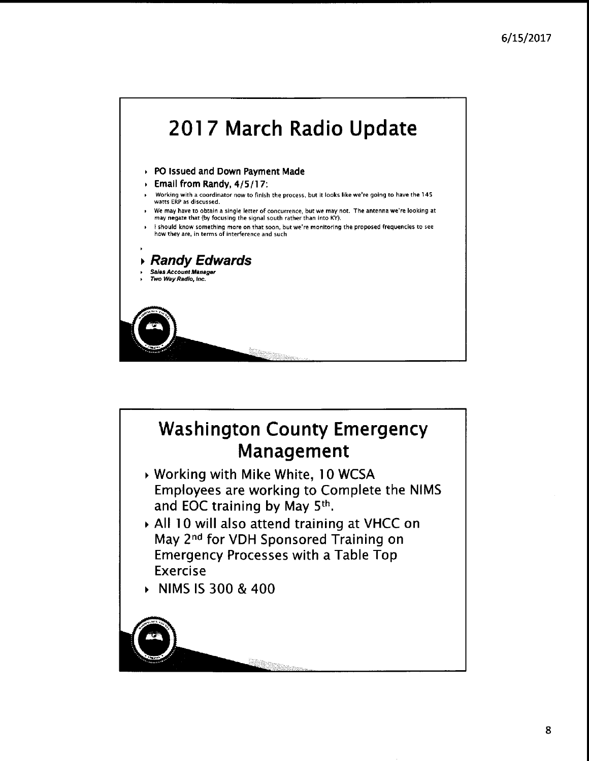# 2017 March Radio Update

- **PO Issued and Down Payment Made**
- **Email from Randy, 4/5/17:**
- Working with a coordinator now to finish the process, but it looks like we're going to have the 145 watts ERP as discussed.
- We may have to obtain a single letter of concurrence, but we may not. The antenna we're looking at may negate that (by focusing the signal south rather than into KY).
- I should know something more on that soon, but we're monitoring the proposed frequencies to see how they are, in terms of interference and such

- ***Randy Edwards***
- ***Sales Account Manager***
- ***Two Way Radio, Inc.***

# Washington County Emergency Management

- Working with Mike White, 10 WCSA Employees are working to Complete the NIMS and EOC training by May 5th.
- All 10 will also attend training at VHCC on May 2nd for VDH Sponsored Training on Emergency Processes with a Table Top Exercise
- NIMS IS 300 & 400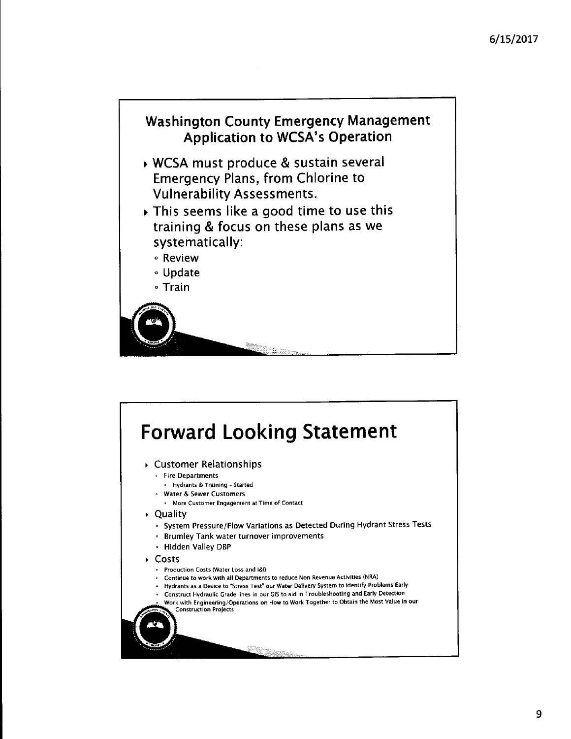## Washington County Emergency Management Application to WCSA's Operation

- WCSA must produce & sustain several Emergency Plans, from Chlorine to Vulnerability Assessments.
- This seems like a good time to use this training & focus on these plans as we systematically:
  - Review
  - Update
  - Train

# Forward Looking Statement

- Customer Relationships
  - Fire Departments
    - Hydrants & Training - Started
  - Water & Sewer Customers
    - More Customer Engagement at Time of Contact
- Quality
  - System Pressure/Flow Variations as Detected During Hydrant Stress Tests
  - Brumley Tank water turnover improvements
  - Hidden Valley DBP
- Costs
  - Production Costs (Water Loss and I&I)
  - Continue to work with all Departments to reduce Non Revenue Activities (NRA)
  - Hydrants as a Device to "Stress Test" our Water Delivery System to identify Problems Early
  - Construct Hydraulic Grade lines in our GIS to aid in Troubleshooting and Early Detection
  - Work with Engineering/Operations on How to Work Together to Obtain the Most Value in our Construction Projects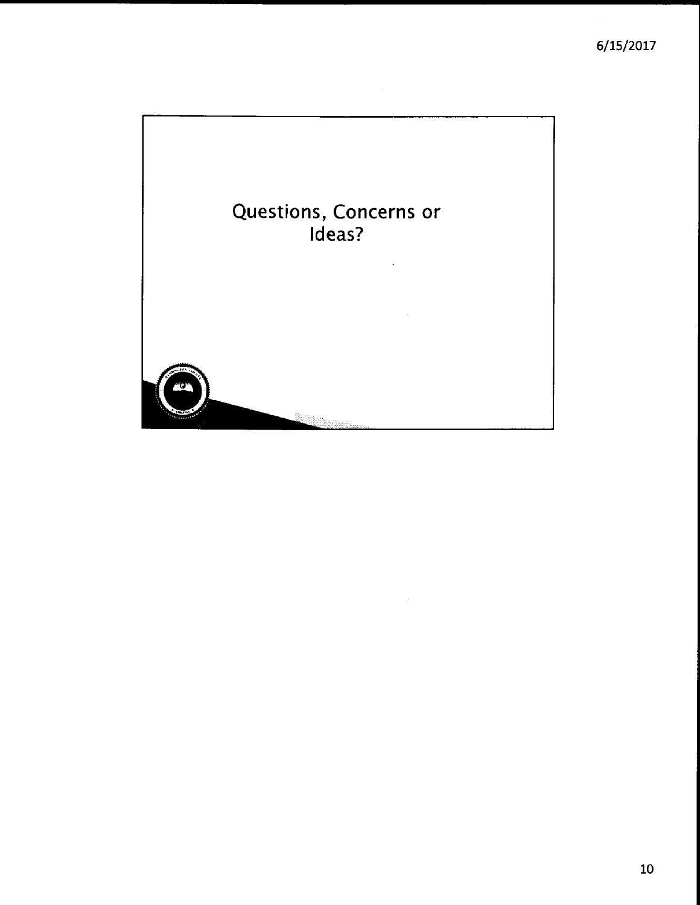Questions, Concerns or Ideas?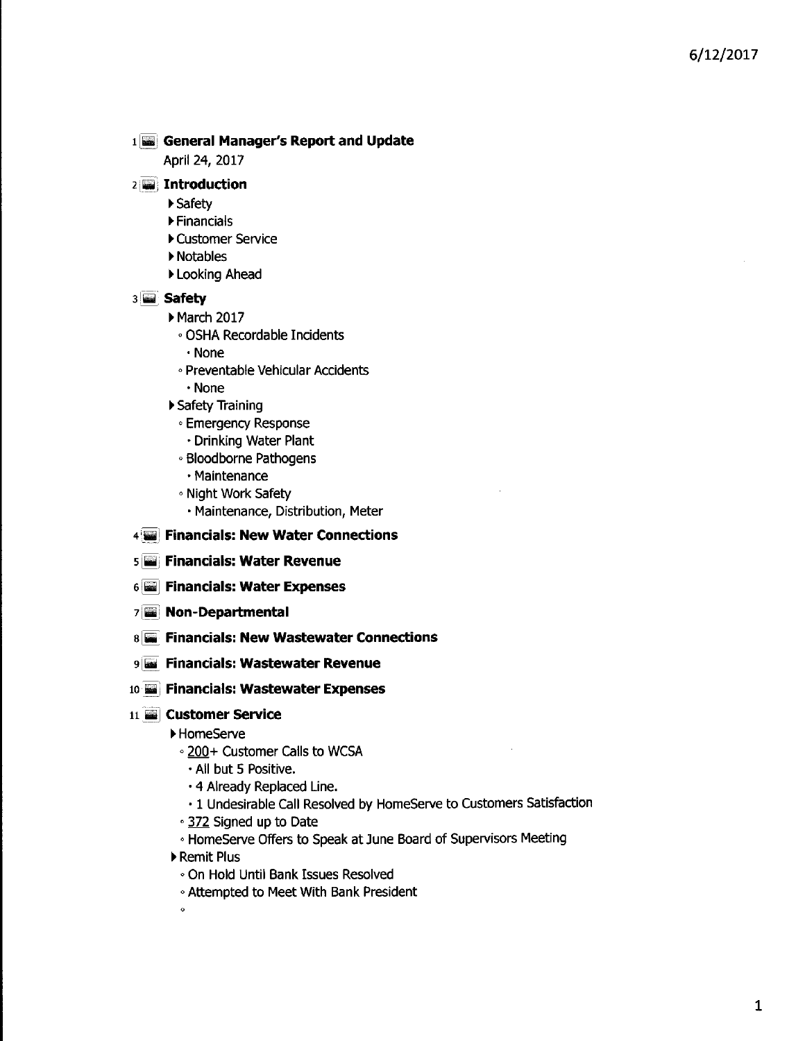6/12/2017

1 **General Manager's Report and Update**

April 24, 2017

2 **Introduction**

- Safety
- Financials
- Customer Service
- Notables
- Looking Ahead

3 **Safety**

- March 2017
  - OSHA Recordable Incidents
    - None
  - Preventable Vehicular Accidents
    - None
- Safety Training
  - Emergency Response
    - Drinking Water Plant
  - Bloodborne Pathogens
    - Maintenance
  - Night Work Safety
    - Maintenance, Distribution, Meter

4 **Financials: New Water Connections**

5 **Financials: Water Revenue**

6 **Financials: Water Expenses**

7 **Non-Departmental**

8 **Financials: New Wastewater Connections**

9 **Financials: Wastewater Revenue**

10 **Financials: Wastewater Expenses**

11 **Customer Service**

- HomeServe
  - 200+ Customer Calls to WCSA
    - All but 5 Positive.
    - 4 Already Replaced Line.
    - 1 Undesirable Call Resolved by HomeServe to Customers Satisfaction
  - 372 Signed up to Date
  - HomeServe Offers to Speak at June Board of Supervisors Meeting
- Remit Plus
  - On Hold Until Bank Issues Resolved
  - Attempted to Meet With Bank President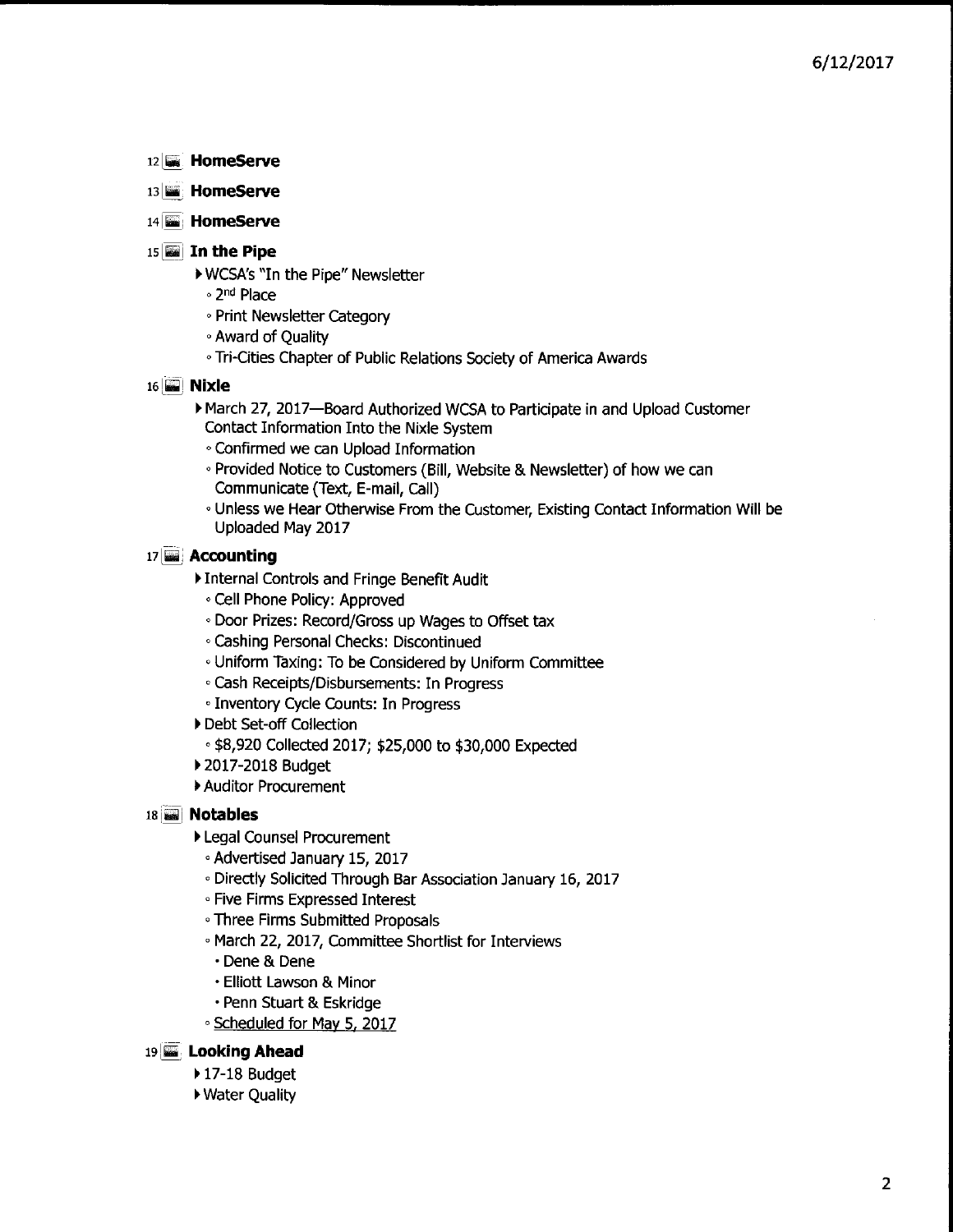12 **HomeServe**

13 **HomeServe**

14 **HomeServe**

15 **In the Pipe**

- WCSA's "In the Pipe" Newsletter
  - 2nd Place
  - Print Newsletter Category
  - Award of Quality
  - Tri-Cities Chapter of Public Relations Society of America Awards

16 **Nixle**

- March 27, 2017—Board Authorized WCSA to Participate in and Upload Customer Contact Information Into the Nixle System
  - Confirmed we can Upload Information
  - Provided Notice to Customers (Bill, Website & Newsletter) of how we can Communicate (Text, E-mail, Call)
  - Unless we Hear Otherwise From the Customer, Existing Contact Information Will be Uploaded May 2017

17 **Accounting**

- Internal Controls and Fringe Benefit Audit
  - Cell Phone Policy: Approved
  - Door Prizes: Record/Gross up Wages to Offset tax
  - Cashing Personal Checks: Discontinued
  - Uniform Taxing: To be Considered by Uniform Committee
  - Cash Receipts/Disbursements: In Progress
  - Inventory Cycle Counts: In Progress
- Debt Set-off Collection
  - $8,920 Collected 2017; $25,000 to $30,000 Expected
- 2017-2018 Budget
- Auditor Procurement

18 **Notables**

- Legal Counsel Procurement
  - Advertised January 15, 2017
  - Directly Solicited Through Bar Association January 16, 2017
  - Five Firms Expressed Interest
  - Three Firms Submitted Proposals
  - March 22, 2017, Committee Shortlist for Interviews
    - Dene & Dene
    - Elliott Lawson & Minor
    - Penn Stuart & Eskridge
  - Scheduled for May 5, 2017

19 **Looking Ahead**

- 17-18 Budget
- Water Quality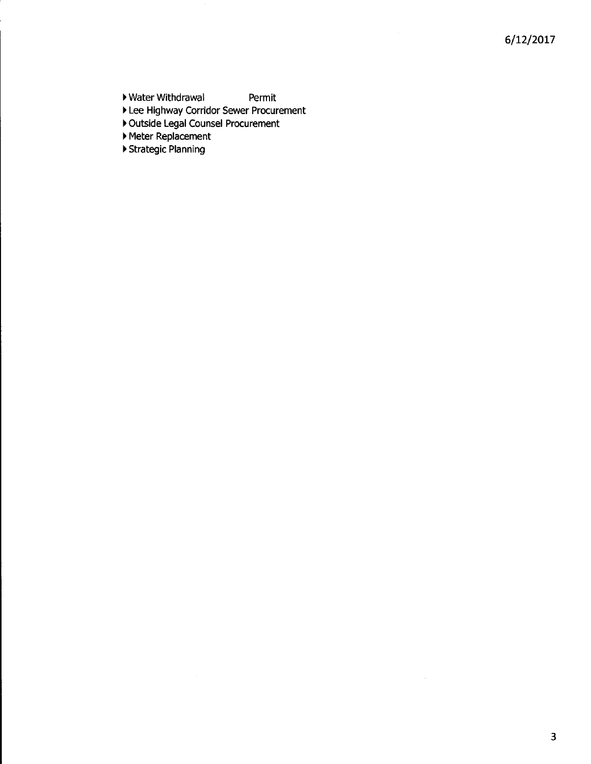- Water Withdrawal Permit
- Lee Highway Corridor Sewer Procurement
- Outside Legal Counsel Procurement
- Meter Replacement
- Strategic Planning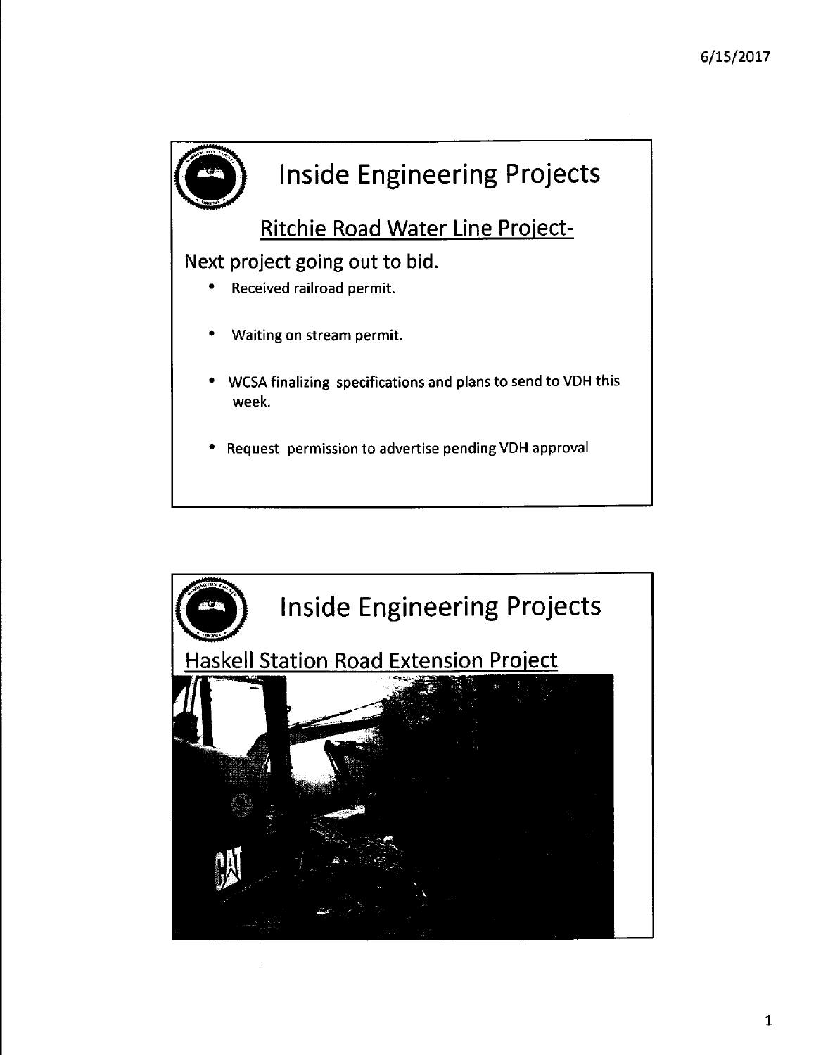## Inside Engineering Projects

### Ritchie Road Water Line Project-

Next project going out to bid.

- Received railroad permit.
- Waiting on stream permit.
- WCSA finalizing specifications and plans to send to VDH this week.
- Request permission to advertise pending VDH approval

## Inside Engineering Projects

### Haskell Station Road Extension Project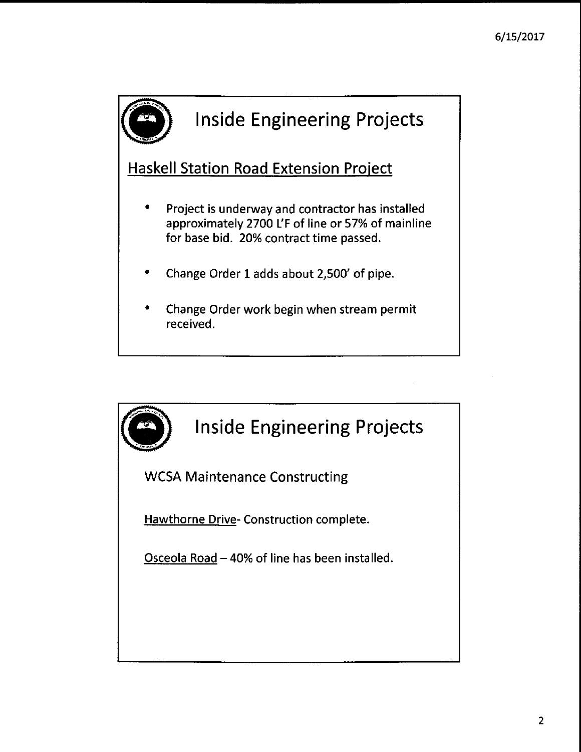## Inside Engineering Projects

### Haskell Station Road Extension Project

- Project is underway and contractor has installed approximately 2700 L'F of line or 57% of mainline for base bid. 20% contract time passed.
- Change Order 1 adds about 2,500' of pipe.
- Change Order work begin when stream permit received.

## Inside Engineering Projects

WCSA Maintenance Constructing

Hawthorne Drive- Construction complete.

Osceola Road – 40% of line has been installed.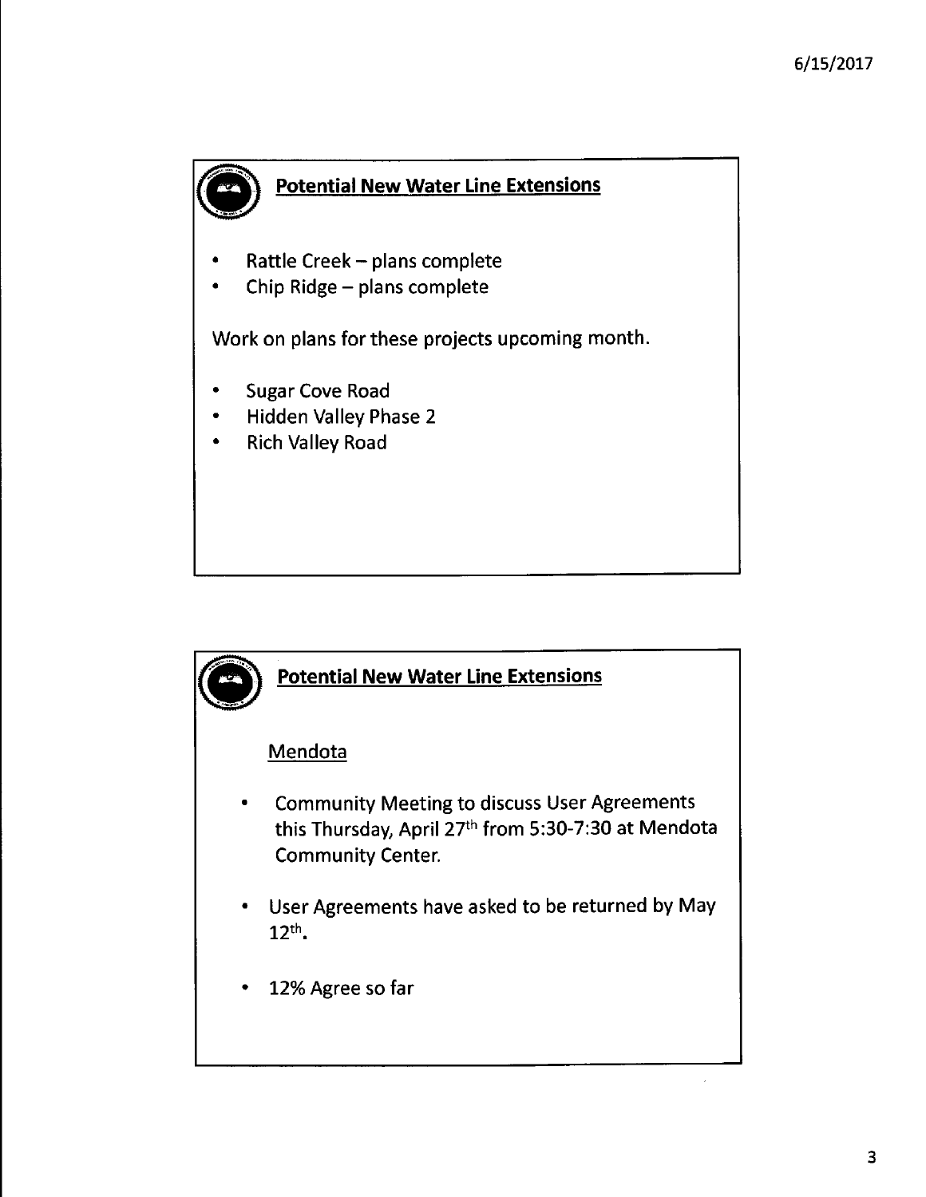## Potential New Water Line Extensions

- Rattle Creek – plans complete
- Chip Ridge – plans complete

Work on plans for these projects upcoming month.

- Sugar Cove Road
- Hidden Valley Phase 2
- Rich Valley Road

## Potential New Water Line Extensions

### Mendota

- Community Meeting to discuss User Agreements this Thursday, April 27th from 5:30-7:30 at Mendota Community Center.
- User Agreements have asked to be returned by May 12th.
- 12% Agree so far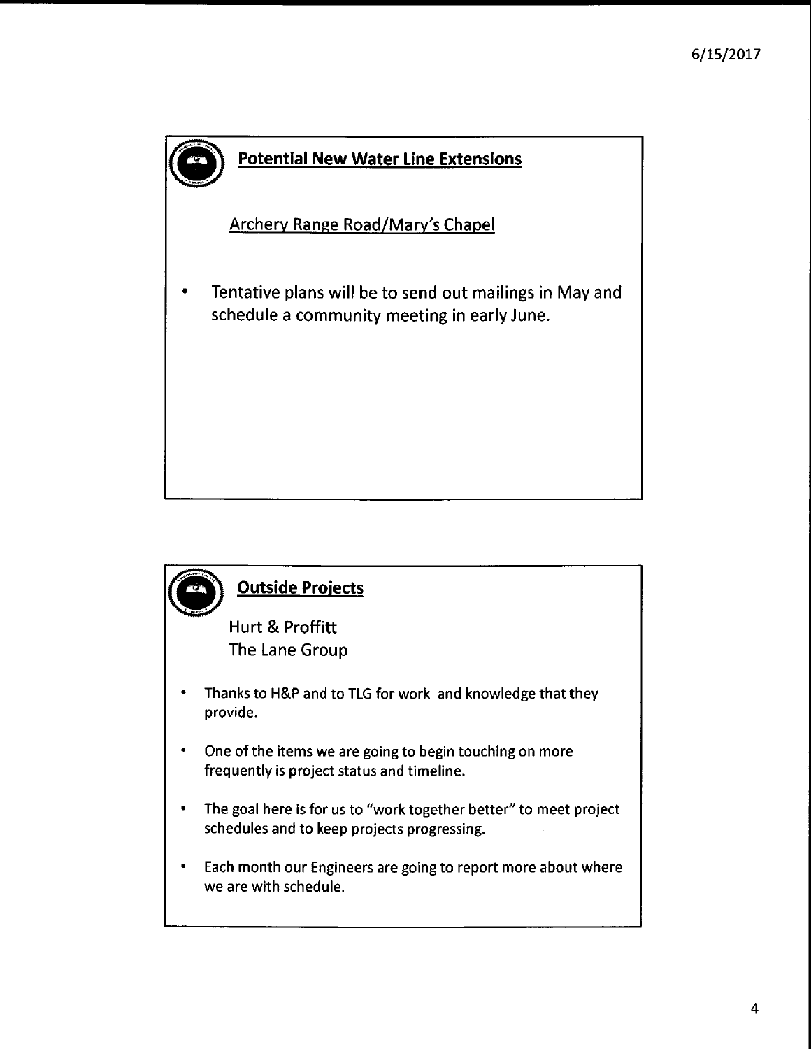## Potential New Water Line Extensions

Archery Range Road/Mary's Chapel

- Tentative plans will be to send out mailings in May and schedule a community meeting in early June.

## Outside Projects

Hurt & Proffitt
The Lane Group

- Thanks to H&P and to TLG for work and knowledge that they provide.
- One of the items we are going to begin touching on more frequently is project status and timeline.
- The goal here is for us to "work together better" to meet project schedules and to keep projects progressing.
- Each month our Engineers are going to report more about where we are with schedule.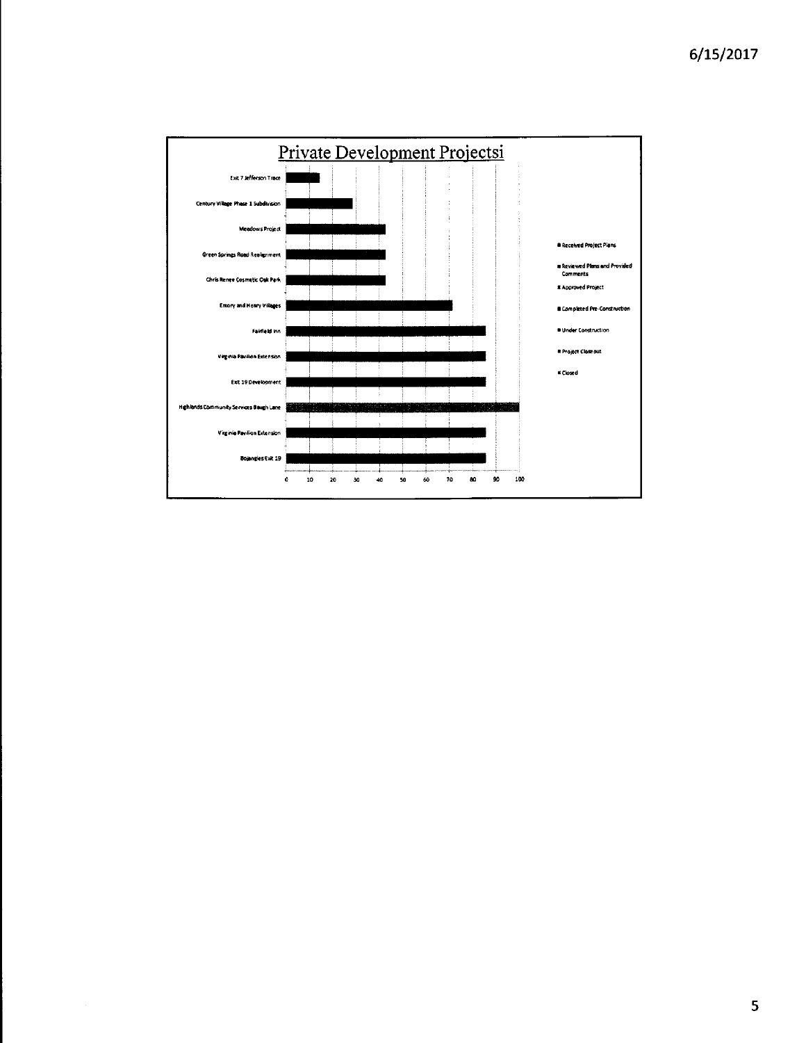# Private Development Projectsi

Exit 7 Jefferson Trace

Century Village Phase 1 Subdivision

Meadows Project

Green Springs Road Realignment

Chris Renee Cosmetic Oak Park

Emory and Henry Villages

Fairfield Inn

Virginia Pavilion Extension

Exit 19 Development

Highlands Community Services Baugh Lane

Virginia Pavilion Extension

Bojangles Exit 19

0 10 20 30 40 50 60 70 80 90 100

- Received Project Plans
- Reviewed Plans and Provided Comments
- Approved Project
- Completed Pre-Construction
- Under Construction
- Project Closeout
- Closed